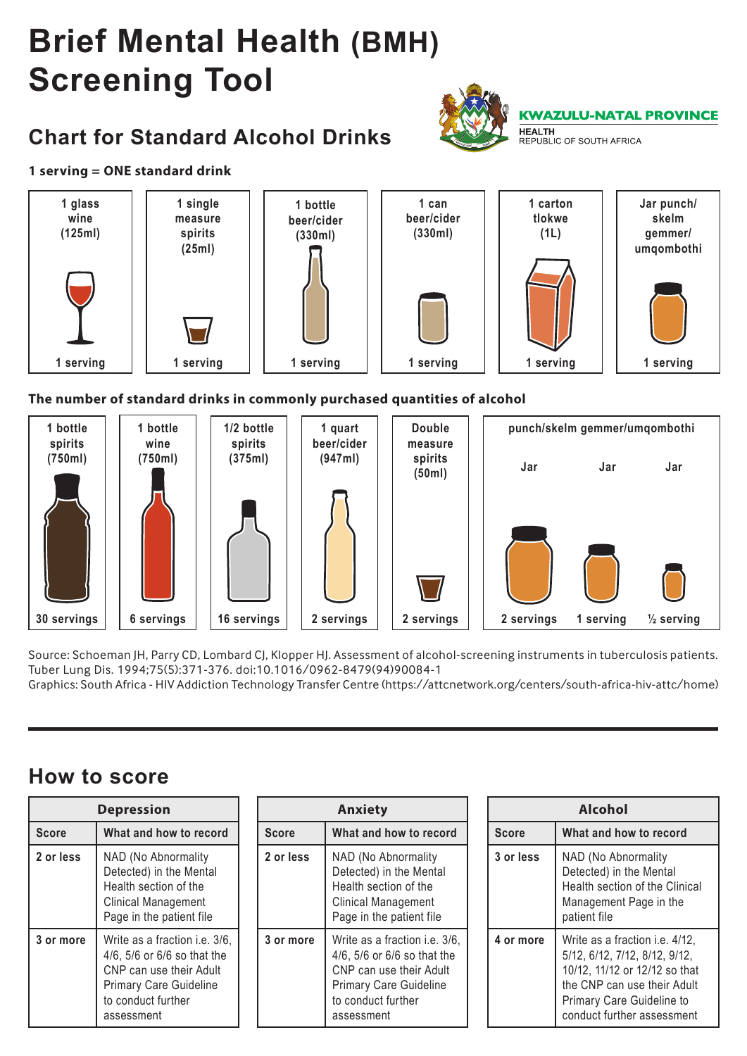# Brief Mental Health (BMH) Screening Tool

KWAZULU-NATAL PROVINCE
HEALTH
REPUBLIC OF SOUTH AFRICA

## Chart for Standard Alcohol Drinks

**1 serving = ONE standard drink**

| 1 glass wine (125ml) | 1 single measure spirits (25ml) | 1 bottle beer/cider (330ml) | 1 can beer/cider (330ml) | 1 carton tlokwe (1L) | Jar punch/ skelm gemmer/ umqombothi |
|---|---|---|---|---|---|
| 1 serving | 1 serving | 1 serving | 1 serving | 1 serving | 1 serving |

**The number of standard drinks in commonly purchased quantities of alcohol**

| 1 bottle spirits (750ml) | 1 bottle wine (750ml) | 1/2 bottle spirits (375ml) | 1 quart beer/cider (947ml) | Double measure spirits (50ml) | punch/skelm gemmer/umqombothi Jar | punch/skelm gemmer/umqombothi Jar | punch/skelm gemmer/umqombothi Jar |
|---|---|---|---|---|---|---|---|
| 30 servings | 6 servings | 16 servings | 2 servings | 2 servings | 2 servings | 1 serving | ½ serving |

Source: Schoeman JH, Parry CD, Lombard CJ, Klopper HJ. Assessment of alcohol-screening instruments in tuberculosis patients. Tuber Lung Dis. 1994;75(5):371-376. doi:10.1016/0962-8479(94)90084-1
Graphics: South Africa - HIV Addiction Technology Transfer Centre (https://attcnetwork.org/centers/south-africa-hiv-attc/home)

## How to score

**Depression**

| Score | What and how to record |
|---|---|
| 2 or less | NAD (No Abnormality Detected) in the Mental Health section of the Clinical Management Page in the patient file |
| 3 or more | Write as a fraction i.e. 3/6, 4/6, 5/6 or 6/6 so that the CNP can use their Adult Primary Care Guideline to conduct further assessment |

**Anxiety**

| Score | What and how to record |
|---|---|
| 2 or less | NAD (No Abnormality Detected) in the Mental Health section of the Clinical Management Page in the patient file |
| 3 or more | Write as a fraction i.e. 3/6, 4/6, 5/6 or 6/6 so that the CNP can use their Adult Primary Care Guideline to conduct further assessment |

**Alcohol**

| Score | What and how to record |
|---|---|
| 3 or less | NAD (No Abnormality Detected) in the Mental Health section of the Clinical Management Page in the patient file |
| 4 or more | Write as a fraction i.e. 4/12, 5/12, 6/12, 7/12, 8/12, 9/12, 10/12, 11/12 or 12/12 so that the CNP can use their Adult Primary Care Guideline to conduct further assessment |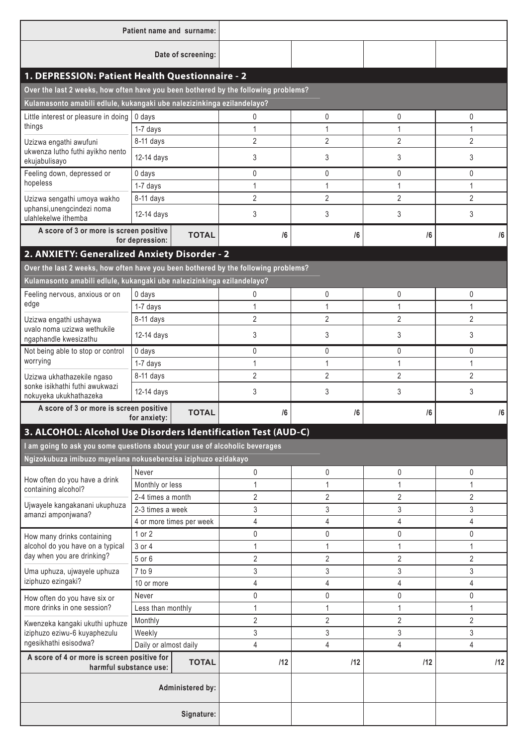| | | | | | |
|---|---|---|---|---|---|
| Patient name and surname: | | | | | |
| Date of screening: | | | | | |

## 1. DEPRESSION: Patient Health Questionnaire - 2

**Over the last 2 weeks, how often have you been bothered by the following problems?**

**Kulamasonto amabili edlule, kukangaki ube nalezizinkinga ezilandelayo?**

| | | | | | |
|---|---|---|---|---|---|
| Little interest or pleasure in doing things | 0 days | 0 | 0 | 0 | 0 |
| | 1-7 days | 1 | 1 | 1 | 1 |
| Uzizwa engathi awufuni ukwenza lutho futhi ayikho nento ekujabulisayo | 8-11 days | 2 | 2 | 2 | 2 |
| | 12-14 days | 3 | 3 | 3 | 3 |
| Feeling down, depressed or hopeless | 0 days | 0 | 0 | 0 | 0 |
| | 1-7 days | 1 | 1 | 1 | 1 |
| Uzizwa sengathi umoya wakho uphansi,unengcindezi noma ulahlekelwe ithemba | 8-11 days | 2 | 2 | 2 | 2 |
| | 12-14 days | 3 | 3 | 3 | 3 |
| A score of 3 or more is screen positive for depression: | **TOTAL** | /6 | /6 | /6 | /6 |

## 2. ANXIETY: Generalized Anxiety Disorder - 2

**Over the last 2 weeks, how often have you been bothered by the following problems?**

**Kulamasonto amabili edlule, kukangaki ube nalezizinkinga ezilandelayo?**

| | | | | | |
|---|---|---|---|---|---|
| Feeling nervous, anxious or on edge | 0 days | 0 | 0 | 0 | 0 |
| | 1-7 days | 1 | 1 | 1 | 1 |
| Uzizwa engathi ushaywa uvalo noma uzizwa wethukile ngaphandle kwesizathu | 8-11 days | 2 | 2 | 2 | 2 |
| | 12-14 days | 3 | 3 | 3 | 3 |
| Not being able to stop or control worrying | 0 days | 0 | 0 | 0 | 0 |
| | 1-7 days | 1 | 1 | 1 | 1 |
| Uzizwa ukhathazekile ngaso sonke isikhathi futhi awukwazi nokuyeka ukukhathazeka | 8-11 days | 2 | 2 | 2 | 2 |
| | 12-14 days | 3 | 3 | 3 | 3 |
| A score of 3 or more is screen positive for anxiety: | **TOTAL** | /6 | /6 | /6 | /6 |

## 3. ALCOHOL: Alcohol Use Disorders Identification Test (AUD-C)

**I am going to ask you some questions about your use of alcoholic beverages**

**Ngizokubuza imibuzo mayelana nokusebenzisa iziphuzo ezidakayo**

| | | | | | |
|---|---|---|---|---|---|
| How often do you have a drink containing alcohol? | Never | 0 | 0 | 0 | 0 |
| | Monthly or less | 1 | 1 | 1 | 1 |
| Ujwayele kangakanani ukuphuza amanzi amponjwana? | 2-4 times a month | 2 | 2 | 2 | 2 |
| | 2-3 times a week | 3 | 3 | 3 | 3 |
| | 4 or more times per week | 4 | 4 | 4 | 4 |
| How many drinks containing alcohol do you have on a typical day when you are drinking? | 1 or 2 | 0 | 0 | 0 | 0 |
| | 3 or 4 | 1 | 1 | 1 | 1 |
| | 5 or 6 | 2 | 2 | 2 | 2 |
| Uma uphuza, ujwayele uphuza iziphuzo ezingaki? | 7 to 9 | 3 | 3 | 3 | 3 |
| | 10 or more | 4 | 4 | 4 | 4 |
| How often do you have six or more drinks in one session? | Never | 0 | 0 | 0 | 0 |
| | Less than monthly | 1 | 1 | 1 | 1 |
| Kwenzeka kangaki ukuthi uphuze iziphuzo eziwu-6 kuyaphezulu ngesikhathi esisodwa? | Monthly | 2 | 2 | 2 | 2 |
| | Weekly | 3 | 3 | 3 | 3 |
| | Daily or almost daily | 4 | 4 | 4 | 4 |
| A score of 4 or more is screen positive for harmful substance use: | **TOTAL** | /12 | /12 | /12 | /12 |

| | | | | |
|---|---|---|---|---|
| Administered by: | | | | |
| Signature: | | | | |